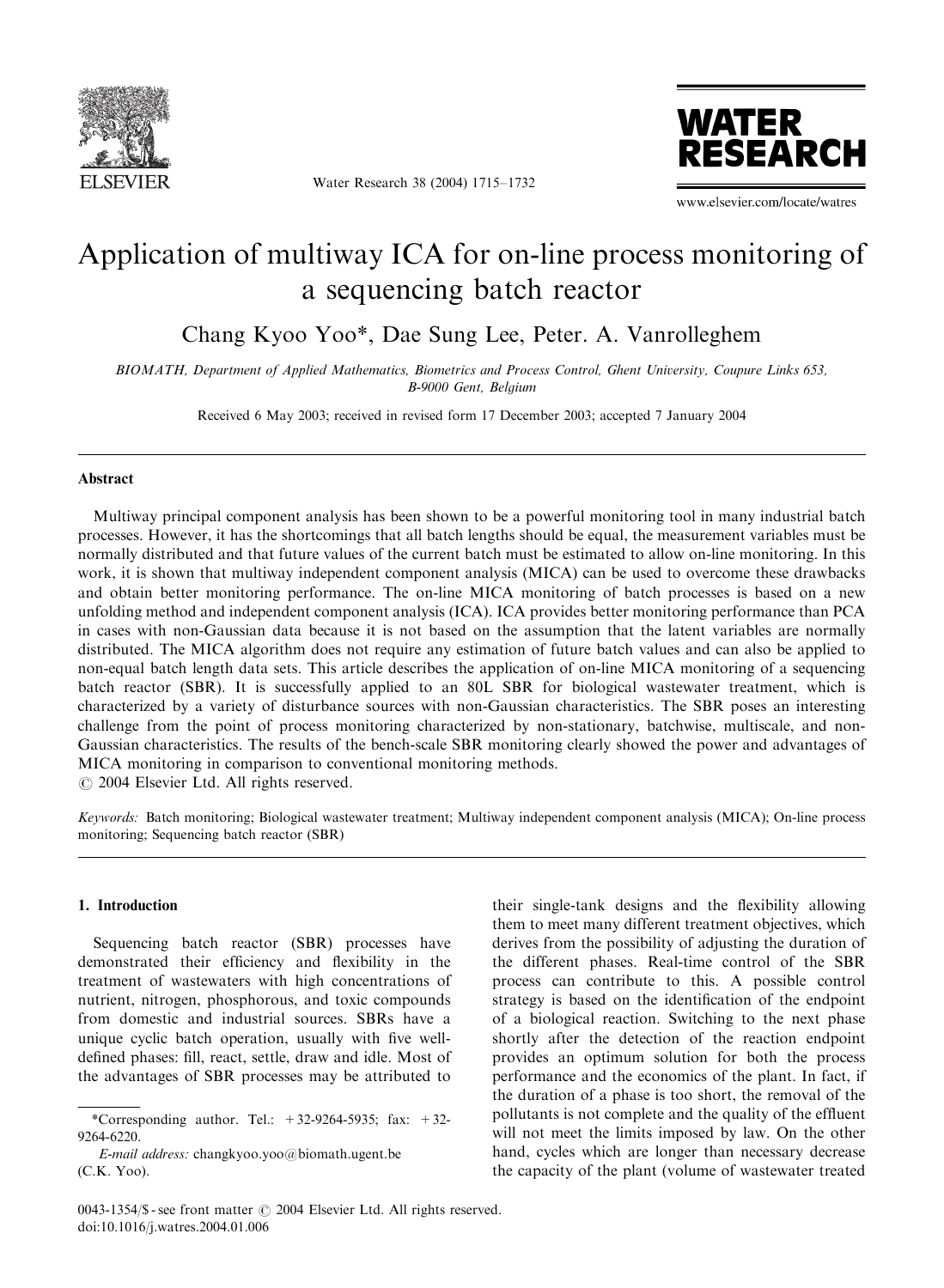# Application of multiway ICA for on-line process monitoring of a sequencing batch reactor

Chang Kyoo Yoo*, Dae Sung Lee, Peter. A. Vanrolleghem

*BIOMATH, Department of Applied Mathematics, Biometrics and Process Control, Ghent University, Coupure Links 653, B-9000 Gent, Belgium*

Received 6 May 2003; received in revised form 17 December 2003; accepted 7 January 2004

## Abstract

Multiway principal component analysis has been shown to be a powerful monitoring tool in many industrial batch processes. However, it has the shortcomings that all batch lengths should be equal, the measurement variables must be normally distributed and that future values of the current batch must be estimated to allow on-line monitoring. In this work, it is shown that multiway independent component analysis (MICA) can be used to overcome these drawbacks and obtain better monitoring performance. The on-line MICA monitoring of batch processes is based on a new unfolding method and independent component analysis (ICA). ICA provides better monitoring performance than PCA in cases with non-Gaussian data because it is not based on the assumption that the latent variables are normally distributed. The MICA algorithm does not require any estimation of future batch values and can also be applied to non-equal batch length data sets. This article describes the application of on-line MICA monitoring of a sequencing batch reactor (SBR). It is successfully applied to an 80L SBR for biological wastewater treatment, which is characterized by a variety of disturbance sources with non-Gaussian characteristics. The SBR poses an interesting challenge from the point of process monitoring characterized by non-stationary, batchwise, multiscale, and non-Gaussian characteristics. The results of the bench-scale SBR monitoring clearly showed the power and advantages of MICA monitoring in comparison to conventional monitoring methods.

© 2004 Elsevier Ltd. All rights reserved.

*Keywords:* Batch monitoring; Biological wastewater treatment; Multiway independent component analysis (MICA); On-line process monitoring; Sequencing batch reactor (SBR)

## 1. Introduction

Sequencing batch reactor (SBR) processes have demonstrated their efficiency and flexibility in the treatment of wastewaters with high concentrations of nutrient, nitrogen, phosphorous, and toxic compounds from domestic and industrial sources. SBRs have a unique cyclic batch operation, usually with five well-defined phases: fill, react, settle, draw and idle. Most of the advantages of SBR processes may be attributed to their single-tank designs and the flexibility allowing them to meet many different treatment objectives, which derives from the possibility of adjusting the duration of the different phases. Real-time control of the SBR process can contribute to this. A possible control strategy is based on the identification of the endpoint of a biological reaction. Switching to the next phase shortly after the detection of the reaction endpoint provides an optimum solution for both the process performance and the economics of the plant. In fact, if the duration of a phase is too short, the removal of the pollutants is not complete and the quality of the effluent will not meet the limits imposed by law. On the other hand, cycles which are longer than necessary decrease the capacity of the plant (volume of wastewater treated

*Corresponding author. Tel.: +32-9264-5935; fax: +32-9264-6220.

*E-mail address:* changkyoo.yoo@biomath.ugent.be (C.K. Yoo).

0043-1354/$ - see front matter © 2004 Elsevier Ltd. All rights reserved.
doi:10.1016/j.watres.2004.01.006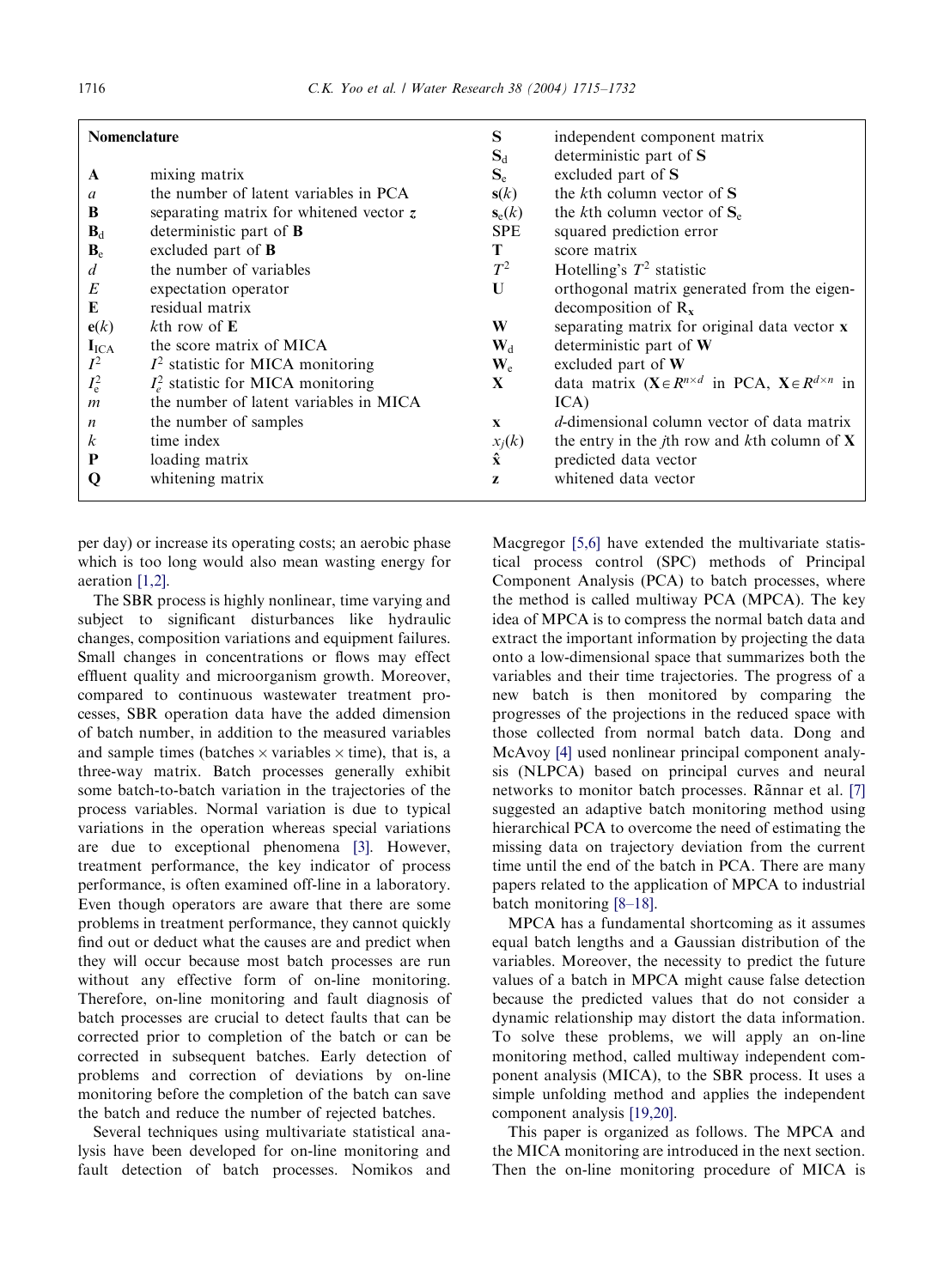**Nomenclature**

| | | | |
|---|---|---|---|
| $\mathbf{A}$ | mixing matrix | $\mathbf{S}$ | independent component matrix |
| $a$ | the number of latent variables in PCA | $\mathbf{S}_d$ | deterministic part of $\mathbf{S}$ |
| $\mathbf{B}$ | separating matrix for whitened vector $\mathbf{z}$ | $\mathbf{S}_e$ | excluded part of $\mathbf{S}$ |
| $\mathbf{B}_d$ | deterministic part of $\mathbf{B}$ | $\mathbf{s}(k)$ | the $k$th column vector of $\mathbf{S}$ |
| $\mathbf{B}_e$ | excluded part of $\mathbf{B}$ | $\mathbf{s}_e(k)$ | the $k$th column vector of $\mathbf{S}_e$ |
| $d$ | the number of variables | SPE | squared prediction error |
| $E$ | expectation operator | $\mathbf{T}$ | score matrix |
| $\mathbf{E}$ | residual matrix | $T^2$ | Hotelling's $T^2$ statistic |
| $\mathbf{e}(k)$ | $k$th row of $\mathbf{E}$ | $\mathbf{U}$ | orthogonal matrix generated from the eigen-decomposition of $\mathbf{R}_\mathbf{x}$ |
| $\mathbf{I}_{\mathrm{ICA}}$ | the score matrix of MICA | $\mathbf{W}$ | separating matrix for original data vector $\mathbf{x}$ |
| $I^2$ | $I^2$ statistic for MICA monitoring | $\mathbf{W}_d$ | deterministic part of $\mathbf{W}$ |
| $I_e^2$ | $I_e^2$ statistic for MICA monitoring | $\mathbf{W}_e$ | excluded part of $\mathbf{W}$ |
| $m$ | the number of latent variables in MICA | $\mathbf{X}$ | data matrix ($\mathbf{X} \in R^{n \times d}$ in PCA, $\mathbf{X} \in R^{d \times n}$ in ICA) |
| $n$ | the number of samples | $\mathbf{x}$ | $d$-dimensional column vector of data matrix |
| $k$ | time index | $x_j(k)$ | the entry in the $j$th row and $k$th column of $\mathbf{X}$ |
| $\mathbf{P}$ | loading matrix | $\hat{\mathbf{x}}$ | predicted data vector |
| $\mathbf{Q}$ | whitening matrix | $\mathbf{z}$ | whitened data vector |

per day) or increase its operating costs; an aerobic phase which is too long would also mean wasting energy for aeration [1,2].

The SBR process is highly nonlinear, time varying and subject to significant disturbances like hydraulic changes, composition variations and equipment failures. Small changes in concentrations or flows may effect effluent quality and microorganism growth. Moreover, compared to continuous wastewater treatment processes, SBR operation data have the added dimension of batch number, in addition to the measured variables and sample times (batches × variables × time), that is, a three-way matrix. Batch processes generally exhibit some batch-to-batch variation in the trajectories of the process variables. Normal variation is due to typical variations in the operation whereas special variations are due to exceptional phenomena [3]. However, treatment performance, the key indicator of process performance, is often examined off-line in a laboratory. Even though operators are aware that there are some problems in treatment performance, they cannot quickly find out or deduct what the causes are and predict when they will occur because most batch processes are run without any effective form of on-line monitoring. Therefore, on-line monitoring and fault diagnosis of batch processes are crucial to detect faults that can be corrected prior to completion of the batch or can be corrected in subsequent batches. Early detection of problems and correction of deviations by on-line monitoring before the completion of the batch can save the batch and reduce the number of rejected batches.

Several techniques using multivariate statistical analysis have been developed for on-line monitoring and fault detection of batch processes. Nomikos and Macgregor [5,6] have extended the multivariate statistical process control (SPC) methods of Principal Component Analysis (PCA) to batch processes, where the method is called multiway PCA (MPCA). The key idea of MPCA is to compress the normal batch data and extract the important information by projecting the data onto a low-dimensional space that summarizes both the variables and their time trajectories. The progress of a new batch is then monitored by comparing the progresses of the projections in the reduced space with those collected from normal batch data. Dong and McAvoy [4] used nonlinear principal component analysis (NLPCA) based on principal curves and neural networks to monitor batch processes. Rännar et al. [7] suggested an adaptive batch monitoring method using hierarchical PCA to overcome the need of estimating the missing data on trajectory deviation from the current time until the end of the batch in PCA. There are many papers related to the application of MPCA to industrial batch monitoring [8–18].

MPCA has a fundamental shortcoming as it assumes equal batch lengths and a Gaussian distribution of the variables. Moreover, the necessity to predict the future values of a batch in MPCA might cause false detection because the predicted values that do not consider a dynamic relationship may distort the data information. To solve these problems, we will apply an on-line monitoring method, called multiway independent component analysis (MICA), to the SBR process. It uses a simple unfolding method and applies the independent component analysis [19,20].

This paper is organized as follows. The MPCA and the MICA monitoring are introduced in the next section. Then the on-line monitoring procedure of MICA is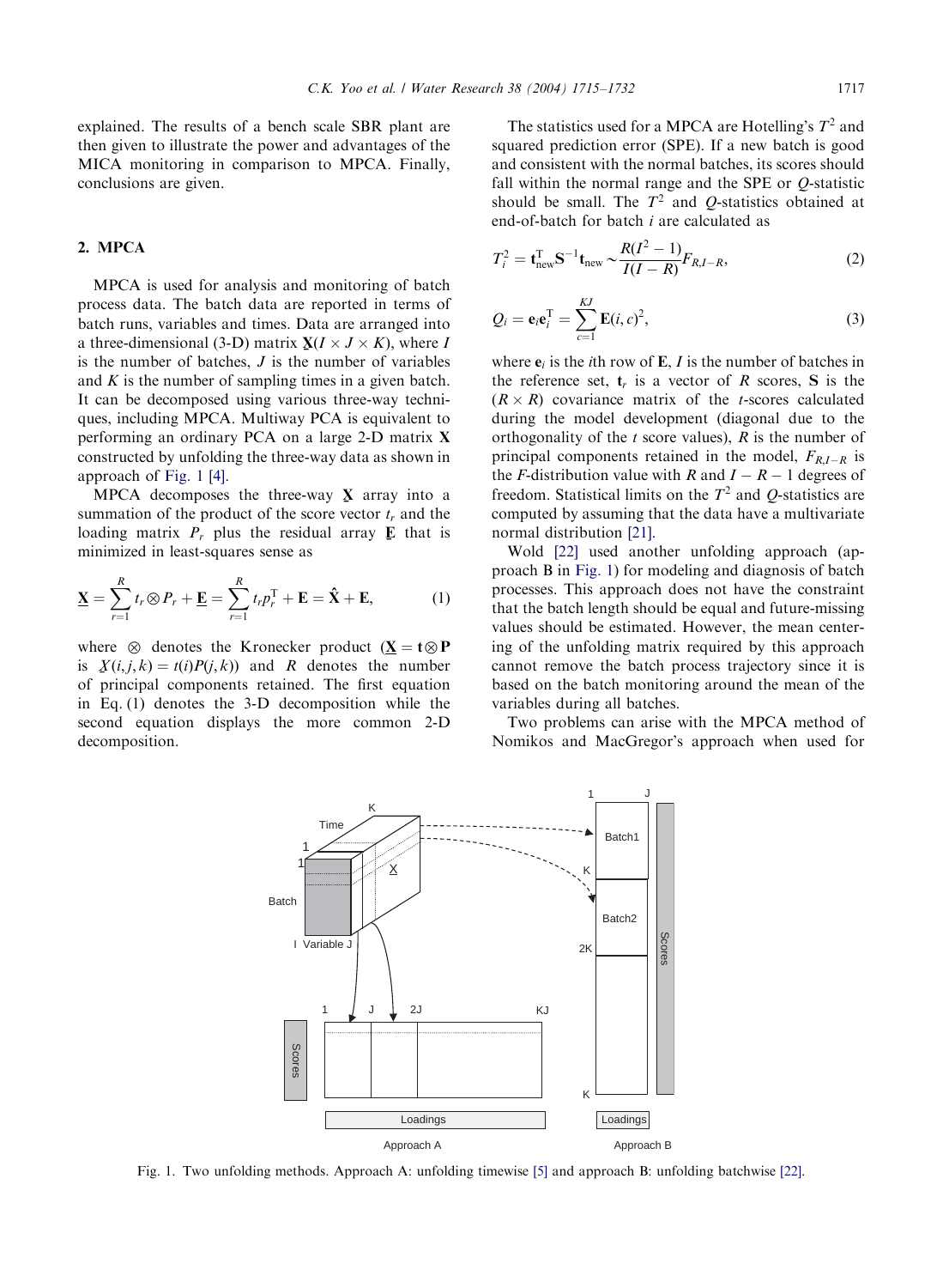explained. The results of a bench scale SBR plant are then given to illustrate the power and advantages of the MICA monitoring in comparison to MPCA. Finally, conclusions are given.

## 2. MPCA

MPCA is used for analysis and monitoring of batch process data. The batch data are reported in terms of batch runs, variables and times. Data are arranged into a three-dimensional (3-D) matrix $\underline{\mathbf{X}}(I \times J \times K)$, where $I$ is the number of batches, $J$ is the number of variables and $K$ is the number of sampling times in a given batch. It can be decomposed using various three-way techniques, including MPCA. Multiway PCA is equivalent to performing an ordinary PCA on a large 2-D matrix $\mathbf{X}$ constructed by unfolding the three-way data as shown in approach of Fig. 1 [4].

MPCA decomposes the three-way $\underline{\mathbf{X}}$ array into a summation of the product of the score vector $t_r$ and the loading matrix $P_r$ plus the residual array $\underline{\mathbf{E}}$ that is minimized in least-squares sense as

$$\underline{\mathbf{X}} = \sum_{r=1}^{R} t_r \otimes P_r + \underline{\mathbf{E}} = \sum_{r=1}^{R} t_r p_r^{\mathrm{T}} + \mathbf{E} = \hat{\mathbf{X}} + \mathbf{E}, \tag{1}$$

where $\otimes$ denotes the Kronecker product ($\underline{\mathbf{X}} = \mathbf{t} \otimes \mathbf{P}$ is $\underline{X}(i,j,k) = t(i)P(j,k)$) and $R$ denotes the number of principal components retained. The first equation in Eq. (1) denotes the 3-D decomposition while the second equation displays the more common 2-D decomposition.

The statistics used for a MPCA are Hotelling's $T^2$ and squared prediction error (SPE). If a new batch is good and consistent with the normal batches, its scores should fall within the normal range and the SPE or $Q$-statistic should be small. The $T^2$ and $Q$-statistics obtained at end-of-batch for batch $i$ are calculated as

$$T_i^2 = \mathbf{t}_{\mathrm{new}}^{\mathrm{T}} \mathbf{S}^{-1} \mathbf{t}_{\mathrm{new}} \sim \frac{R(I^2-1)}{I(I-R)} F_{R,I-R}, \tag{2}$$

$$Q_i = \mathbf{e}_i \mathbf{e}_i^{\mathrm{T}} = \sum_{c=1}^{KJ} \mathbf{E}(i,c)^2, \tag{3}$$

where $\mathbf{e}_i$ is the $i$th row of $\mathbf{E}$, $I$ is the number of batches in the reference set, $\mathbf{t}_r$ is a vector of $R$ scores, $\mathbf{S}$ is the $(R \times R)$ covariance matrix of the $t$-scores calculated during the model development (diagonal due to the orthogonality of the $t$ score values), $R$ is the number of principal components retained in the model, $F_{R,I-R}$ is the $F$-distribution value with $R$ and $I-R-1$ degrees of freedom. Statistical limits on the $T^2$ and $Q$-statistics are computed by assuming that the data have a multivariate normal distribution [21].

Wold [22] used another unfolding approach (approach B in Fig. 1) for modeling and diagnosis of batch processes. This approach does not have the constraint that the batch length should be equal and future-missing values should be estimated. However, the mean centering of the unfolding matrix required by this approach cannot remove the batch process trajectory since it is based on the batch monitoring around the mean of the variables during all batches.

Two problems can arise with the MPCA method of Nomikos and MacGregor's approach when used for

Fig. 1. Two unfolding methods. Approach A: unfolding timewise [5] and approach B: unfolding batchwise [22].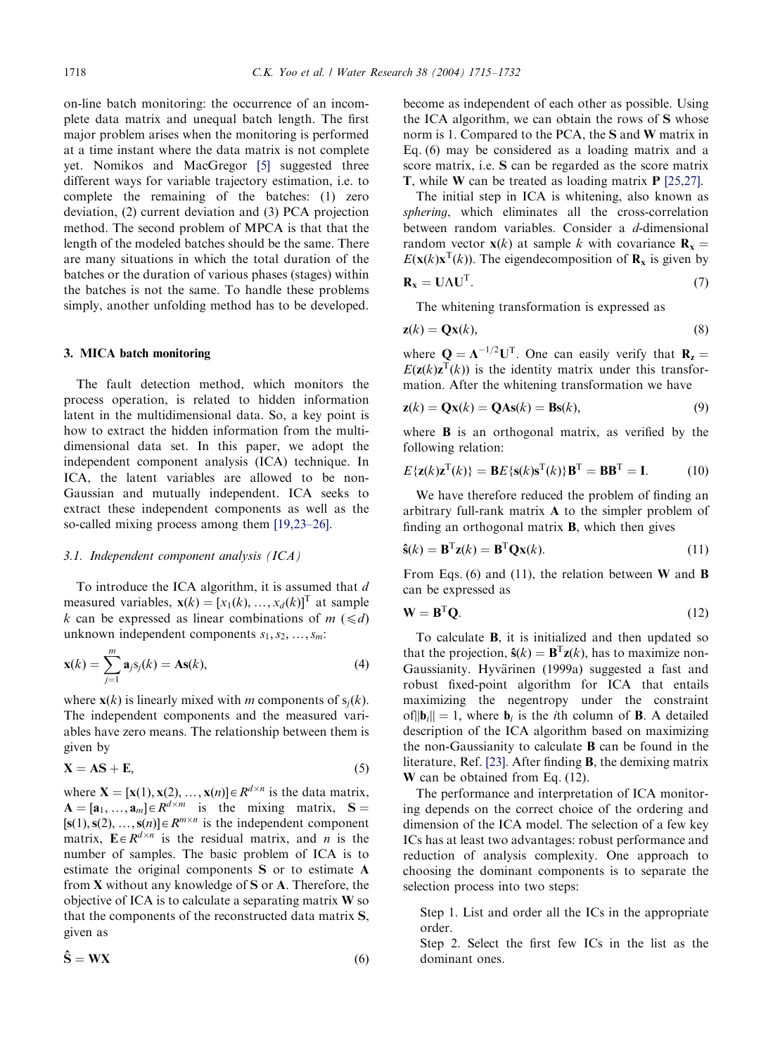on-line batch monitoring: the occurrence of an incomplete data matrix and unequal batch length. The first major problem arises when the monitoring is performed at a time instant where the data matrix is not complete yet. Nomikos and MacGregor [5] suggested three different ways for variable trajectory estimation, i.e. to complete the remaining of the batches: (1) zero deviation, (2) current deviation and (3) PCA projection method. The second problem of MPCA is that that the length of the modeled batches should be the same. There are many situations in which the total duration of the batches or the duration of various phases (stages) within the batches is not the same. To handle these problems simply, another unfolding method has to be developed.

## 3. MICA batch monitoring

The fault detection method, which monitors the process operation, is related to hidden information latent in the multidimensional data. So, a key point is how to extract the hidden information from the multidimensional data set. In this paper, we adopt the independent component analysis (ICA) technique. In ICA, the latent variables are allowed to be non-Gaussian and mutually independent. ICA seeks to extract these independent components as well as the so-called mixing process among them [19,23–26].

### 3.1. Independent component analysis (ICA)

To introduce the ICA algorithm, it is assumed that $d$ measured variables, $\mathbf{x}(k) = [x_1(k), \ldots, x_d(k)]^{\mathrm{T}}$ at sample $k$ can be expressed as linear combinations of $m$ ($\leqslant d$) unknown independent components $s_1, s_2, \ldots, s_m$:

$$\mathbf{x}(k) = \sum_{j=1}^{m} \mathbf{a}_j s_j(k) = \mathbf{A}\mathbf{s}(k), \tag{4}$$

where $\mathbf{x}(k)$ is linearly mixed with $m$ components of $s_j(k)$. The independent components and the measured variables have zero means. The relationship between them is given by

$$\mathbf{X} = \mathbf{A}\mathbf{S} + \mathbf{E}, \tag{5}$$

where $\mathbf{X} = [\mathbf{x}(1), \mathbf{x}(2), \ldots, \mathbf{x}(n)] \in R^{d \times n}$ is the data matrix, $\mathbf{A} = [\mathbf{a}_1, \ldots, \mathbf{a}_m] \in R^{d \times m}$ is the mixing matrix, $\mathbf{S} = [\mathbf{s}(1), \mathbf{s}(2), \ldots, \mathbf{s}(n)] \in R^{m \times n}$ is the independent component matrix, $\mathbf{E} \in R^{d \times n}$ is the residual matrix, and $n$ is the number of samples. The basic problem of ICA is to estimate the original components $\mathbf{S}$ or to estimate $\mathbf{A}$ from $\mathbf{X}$ without any knowledge of $\mathbf{S}$ or $\mathbf{A}$. Therefore, the objective of ICA is to calculate a separating matrix $\mathbf{W}$ so that the components of the reconstructed data matrix $\mathbf{S}$, given as

$$\hat{\mathbf{S}} = \mathbf{W}\mathbf{X} \tag{6}$$

become as independent of each other as possible. Using the ICA algorithm, we can obtain the rows of $\mathbf{S}$ whose norm is 1. Compared to the PCA, the $\mathbf{S}$ and $\mathbf{W}$ matrix in Eq. (6) may be considered as a loading matrix and a score matrix, i.e. $\mathbf{S}$ can be regarded as the score matrix $\mathbf{T}$, while $\mathbf{W}$ can be treated as loading matrix $\mathbf{P}$ [25,27].

The initial step in ICA is whitening, also known as *sphering*, which eliminates all the cross-correlation between random variables. Consider a $d$-dimensional random vector $\mathbf{x}(k)$ at sample $k$ with covariance $\mathbf{R}_\mathbf{x} = E(\mathbf{x}(k)\mathbf{x}^{\mathrm{T}}(k))$. The eigendecomposition of $\mathbf{R}_\mathbf{x}$ is given by

$$\mathbf{R}_\mathbf{x} = \mathbf{U}\Lambda\mathbf{U}^{\mathrm{T}}. \tag{7}$$

The whitening transformation is expressed as

$$\mathbf{z}(k) = \mathbf{Q}\mathbf{x}(k), \tag{8}$$

where $\mathbf{Q} = \Lambda^{-1/2}\mathbf{U}^{\mathrm{T}}$. One can easily verify that $\mathbf{R}_\mathbf{z} = E(\mathbf{z}(k)\mathbf{z}^{\mathrm{T}}(k))$ is the identity matrix under this transformation. After the whitening transformation we have

$$\mathbf{z}(k) = \mathbf{Q}\mathbf{x}(k) = \mathbf{Q}\mathbf{A}\mathbf{s}(k) = \mathbf{B}\mathbf{s}(k), \tag{9}$$

where $\mathbf{B}$ is an orthogonal matrix, as verified by the following relation:

$$E\{\mathbf{z}(k)\mathbf{z}^{\mathrm{T}}(k)\} = \mathbf{B}E\{\mathbf{s}(k)\mathbf{s}^{\mathrm{T}}(k)\}\mathbf{B}^{\mathrm{T}} = \mathbf{B}\mathbf{B}^{\mathrm{T}} = \mathbf{I}. \tag{10}$$

We have therefore reduced the problem of finding an arbitrary full-rank matrix $\mathbf{A}$ to the simpler problem of finding an orthogonal matrix $\mathbf{B}$, which then gives

$$\hat{\mathbf{s}}(k) = \mathbf{B}^{\mathrm{T}}\mathbf{z}(k) = \mathbf{B}^{\mathrm{T}}\mathbf{Q}\mathbf{x}(k). \tag{11}$$

From Eqs. (6) and (11), the relation between $\mathbf{W}$ and $\mathbf{B}$ can be expressed as

$$\mathbf{W} = \mathbf{B}^{\mathrm{T}}\mathbf{Q}. \tag{12}$$

To calculate $\mathbf{B}$, it is initialized and then updated so that the projection, $\hat{\mathbf{s}}(k) = \mathbf{B}^{\mathrm{T}}\mathbf{z}(k)$, has to maximize non-Gaussianity. Hyvärinen (1999a) suggested a fast and robust fixed-point algorithm for ICA that entails maximizing the negentropy under the constraint of $\|\mathbf{b}_i\| = 1$, where $\mathbf{b}_i$ is the $i$th column of $\mathbf{B}$. A detailed description of the ICA algorithm based on maximizing the non-Gaussianity to calculate $\mathbf{B}$ can be found in the literature, Ref. [23]. After finding $\mathbf{B}$, the demixing matrix $\mathbf{W}$ can be obtained from Eq. (12).

The performance and interpretation of ICA monitoring depends on the correct choice of the ordering and dimension of the ICA model. The selection of a few key ICs has at least two advantages: robust performance and reduction of analysis complexity. One approach to choosing the dominant components is to separate the selection process into two steps:

Step 1. List and order all the ICs in the appropriate order.

Step 2. Select the first few ICs in the list as the dominant ones.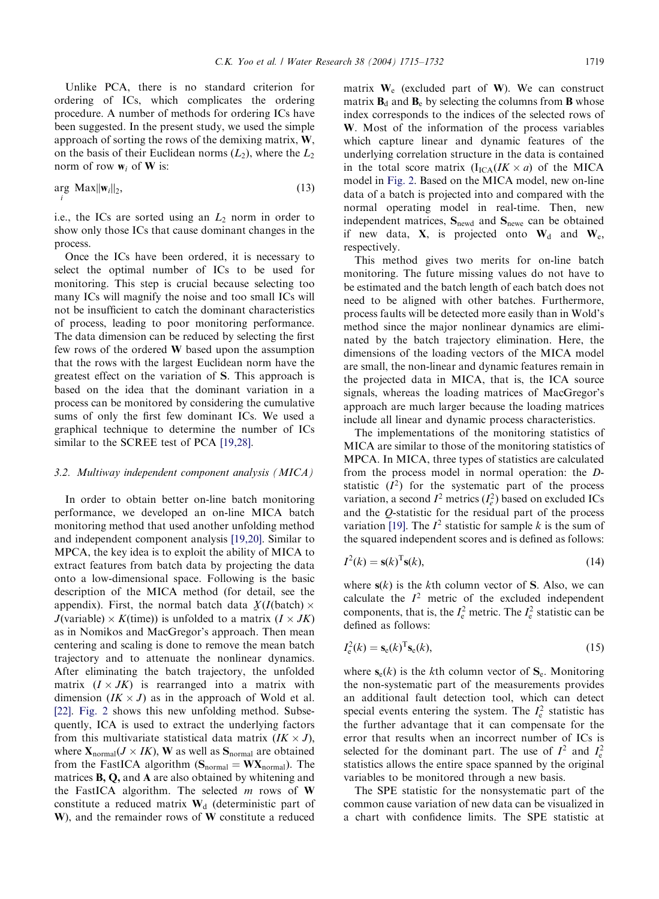Unlike PCA, there is no standard criterion for ordering of ICs, which complicates the ordering procedure. A number of methods for ordering ICs have been suggested. In the present study, we used the simple approach of sorting the rows of the demixing matrix, $\mathbf{W}$, on the basis of their Euclidean norms ($L_2$), where the $L_2$ norm of row $\mathbf{w}_i$ of $\mathbf{W}$ is:

$$\arg_i \operatorname{Max} \|\mathbf{w}_i\|_2, \tag{13}$$

i.e., the ICs are sorted using an $L_2$ norm in order to show only those ICs that cause dominant changes in the process.

Once the ICs have been ordered, it is necessary to select the optimal number of ICs to be used for monitoring. This step is crucial because selecting too many ICs will magnify the noise and too small ICs will not be insufficient to catch the dominant characteristics of process, leading to poor monitoring performance. The data dimension can be reduced by selecting the first few rows of the ordered $\mathbf{W}$ based upon the assumption that the rows with the largest Euclidean norm have the greatest effect on the variation of $\mathbf{S}$. This approach is based on the idea that the dominant variation in a process can be monitored by considering the cumulative sums of only the first few dominant ICs. We used a graphical technique to determine the number of ICs similar to the SCREE test of PCA [19,28].

### 3.2. Multiway independent component analysis (MICA)

In order to obtain better on-line batch monitoring performance, we developed an on-line MICA batch monitoring method that used another unfolding method and independent component analysis [19,20]. Similar to MPCA, the key idea is to exploit the ability of MICA to extract features from batch data by projecting the data onto a low-dimensional space. Following is the basic description of the MICA method (for detail, see the appendix). First, the normal batch data $\underline{X}(I(\text{batch}) \times J(\text{variable}) \times K(\text{time}))$ is unfolded to a matrix $(I \times JK)$ as in Nomikos and MacGregor's approach. Then mean centering and scaling is done to remove the mean batch trajectory and to attenuate the nonlinear dynamics. After eliminating the batch trajectory, the unfolded matrix $(I \times JK)$ is rearranged into a matrix with dimension $(IK \times J)$ as in the approach of Wold et al. [22]. Fig. 2 shows this new unfolding method. Subsequently, ICA is used to extract the underlying factors from this multivariate statistical data matrix $(IK \times J)$, where $\mathbf{X}_{\text{normal}}(J \times IK)$, $\mathbf{W}$ as well as $\mathbf{S}_{\text{normal}}$ are obtained from the FastICA algorithm ($\mathbf{S}_{\text{normal}} = \mathbf{W}\mathbf{X}_{\text{normal}}$). The matrices $\mathbf{B}$, $\mathbf{Q}$, and $\mathbf{A}$ are also obtained by whitening and the FastICA algorithm. The selected $m$ rows of $\mathbf{W}$ constitute a reduced matrix $\mathbf{W}_{\text{d}}$ (deterministic part of $\mathbf{W}$), and the remainder rows of $\mathbf{W}$ constitute a reduced matrix $\mathbf{W}_{\text{e}}$ (excluded part of $\mathbf{W}$). We can construct matrix $\mathbf{B}_{\text{d}}$ and $\mathbf{B}_{\text{e}}$ by selecting the columns from $\mathbf{B}$ whose index corresponds to the indices of the selected rows of $\mathbf{W}$. Most of the information of the process variables which capture linear and dynamic features of the underlying correlation structure in the data is contained in the total score matrix ($\mathrm{I}_{\text{ICA}}(IK \times a)$ of the MICA model in Fig. 2. Based on the MICA model, new on-line data of a batch is projected into and compared with the normal operating model in real-time. Then, new independent matrices, $\mathbf{S}_{\text{newd}}$ and $\mathbf{S}_{\text{newe}}$ can be obtained if new data, $\mathbf{X}$, is projected onto $\mathbf{W}_{\text{d}}$ and $\mathbf{W}_{\text{e}}$, respectively.

This method gives two merits for on-line batch monitoring. The future missing values do not have to be estimated and the batch length of each batch does not need to be aligned with other batches. Furthermore, process faults will be detected more easily than in Wold's method since the major nonlinear dynamics are eliminated by the batch trajectory elimination. Here, the dimensions of the loading vectors of the MICA model are small, the non-linear and dynamic features remain in the projected data in MICA, that is, the ICA source signals, whereas the loading matrices of MacGregor's approach are much larger because the loading matrices include all linear and dynamic process characteristics.

The implementations of the monitoring statistics of MICA are similar to those of the monitoring statistics of MPCA. In MICA, three types of statistics are calculated from the process model in normal operation: the $D$-statistic ($I^2$) for the systematic part of the process variation, a second $I^2$ metrics ($I_e^2$) based on excluded ICs and the $Q$-statistic for the residual part of the process variation [19]. The $I^2$ statistic for sample $k$ is the sum of the squared independent scores and is defined as follows:

$$I^2(k) = \mathbf{s}(k)^{\mathrm{T}}\mathbf{s}(k), \tag{14}$$

where $\mathbf{s}(k)$ is the $k$th column vector of $\mathbf{S}$. Also, we can calculate the $I^2$ metric of the excluded independent components, that is, the $I_e^2$ metric. The $I_e^2$ statistic can be defined as follows:

$$I_e^2(k) = \mathbf{s}_e(k)^{\mathrm{T}}\mathbf{s}_e(k), \tag{15}$$

where $\mathbf{s}_e(k)$ is the $k$th column vector of $\mathbf{S}_e$. Monitoring the non-systematic part of the measurements provides an additional fault detection tool, which can detect special events entering the system. The $I_e^2$ statistic has the further advantage that it can compensate for the error that results when an incorrect number of ICs is selected for the dominant part. The use of $I^2$ and $I_e^2$ statistics allows the entire space spanned by the original variables to be monitored through a new basis.

The SPE statistic for the nonsystematic part of the common cause variation of new data can be visualized in a chart with confidence limits. The SPE statistic at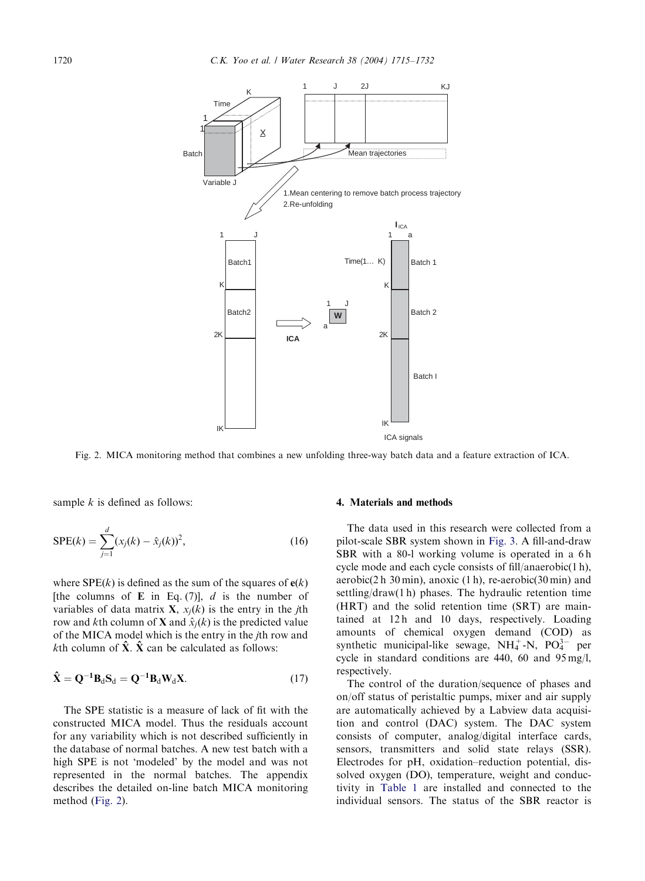Fig. 2. MICA monitoring method that combines a new unfolding three-way batch data and a feature extraction of ICA.

sample $k$ is defined as follows:

$$\mathrm{SPE}(k) = \sum_{j=1}^{d} (x_j(k) - \hat{x}_j(k))^2, \tag{16}$$

where $\mathrm{SPE}(k)$ is defined as the sum of the squares of $\mathbf{e}(k)$ [the columns of $\mathbf{E}$ in Eq. (7)], $d$ is the number of variables of data matrix $\mathbf{X}$, $x_j(k)$ is the entry in the $j$th row and $k$th column of $\mathbf{X}$ and $\hat{x}_j(k)$ is the predicted value of the MICA model which is the entry in the $j$th row and $k$th column of $\hat{\mathbf{X}}$. $\hat{\mathbf{X}}$ can be calculated as follows:

$$\hat{\mathbf{X}} = \mathbf{Q}^{-1}\mathbf{B}_d\mathbf{S}_d = \mathbf{Q}^{-1}\mathbf{B}_d\mathbf{W}_d\mathbf{X}. \tag{17}$$

The SPE statistic is a measure of lack of fit with the constructed MICA model. Thus the residuals account for any variability which is not described sufficiently in the database of normal batches. A new test batch with a high SPE is not 'modeled' by the model and was not represented in the normal batches. The appendix describes the detailed on-line batch MICA monitoring method (Fig. 2).

## 4. Materials and methods

The data used in this research were collected from a pilot-scale SBR system shown in Fig. 3. A fill-and-draw SBR with a 80-l working volume is operated in a 6 h cycle mode and each cycle consists of fill/anaerobic(1 h), aerobic(2 h 30 min), anoxic (1 h), re-aerobic(30 min) and settling/draw(1 h) phases. The hydraulic retention time (HRT) and the solid retention time (SRT) are maintained at 12 h and 10 days, respectively. Loading amounts of chemical oxygen demand (COD) as synthetic municipal-like sewage, $NH_4^+$-N, $PO_4^{3-}$ per cycle in standard conditions are 440, 60 and 95 mg/l, respectively.

The control of the duration/sequence of phases and on/off status of peristaltic pumps, mixer and air supply are automatically achieved by a Labview data acquisition and control (DAC) system. The DAC system consists of computer, analog/digital interface cards, sensors, transmitters and solid state relays (SSR). Electrodes for pH, oxidation–reduction potential, dissolved oxygen (DO), temperature, weight and conductivity in Table 1 are installed and connected to the individual sensors. The status of the SBR reactor is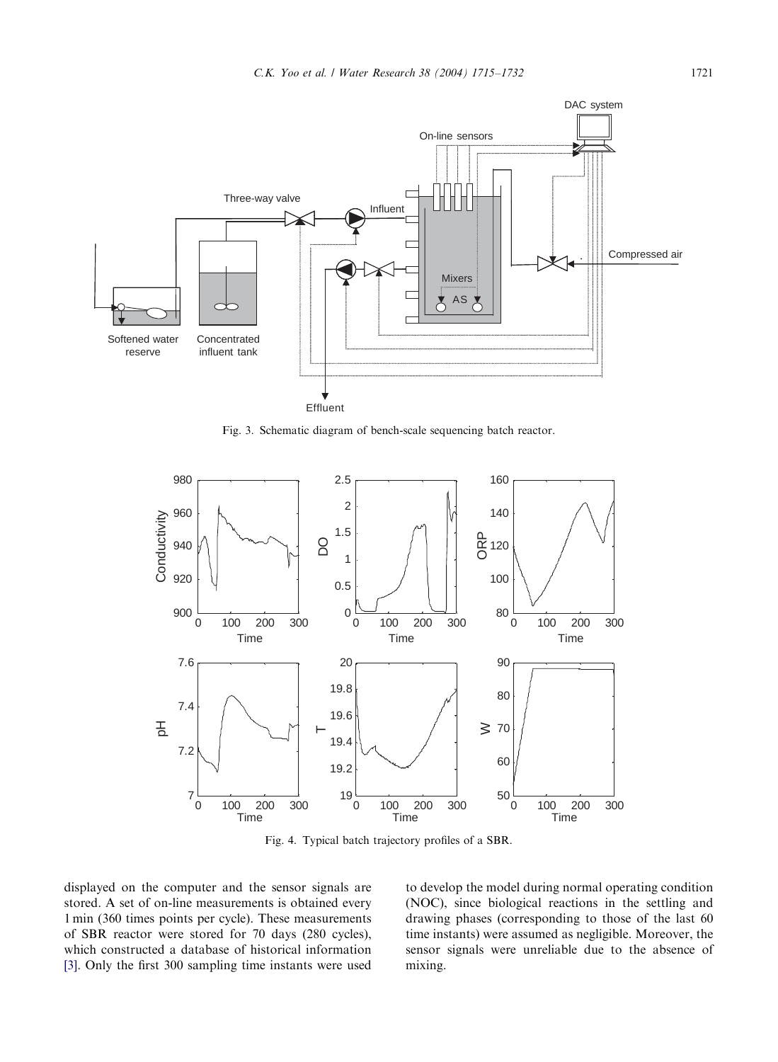Fig. 3. Schematic diagram of bench-scale sequencing batch reactor.

Fig. 4. Typical batch trajectory profiles of a SBR.

displayed on the computer and the sensor signals are stored. A set of on-line measurements is obtained every 1 min (360 times points per cycle). These measurements of SBR reactor were stored for 70 days (280 cycles), which constructed a database of historical information [3]. Only the first 300 sampling time instants were used to develop the model during normal operating condition (NOC), since biological reactions in the settling and drawing phases (corresponding to those of the last 60 time instants) were assumed as negligible. Moreover, the sensor signals were unreliable due to the absence of mixing.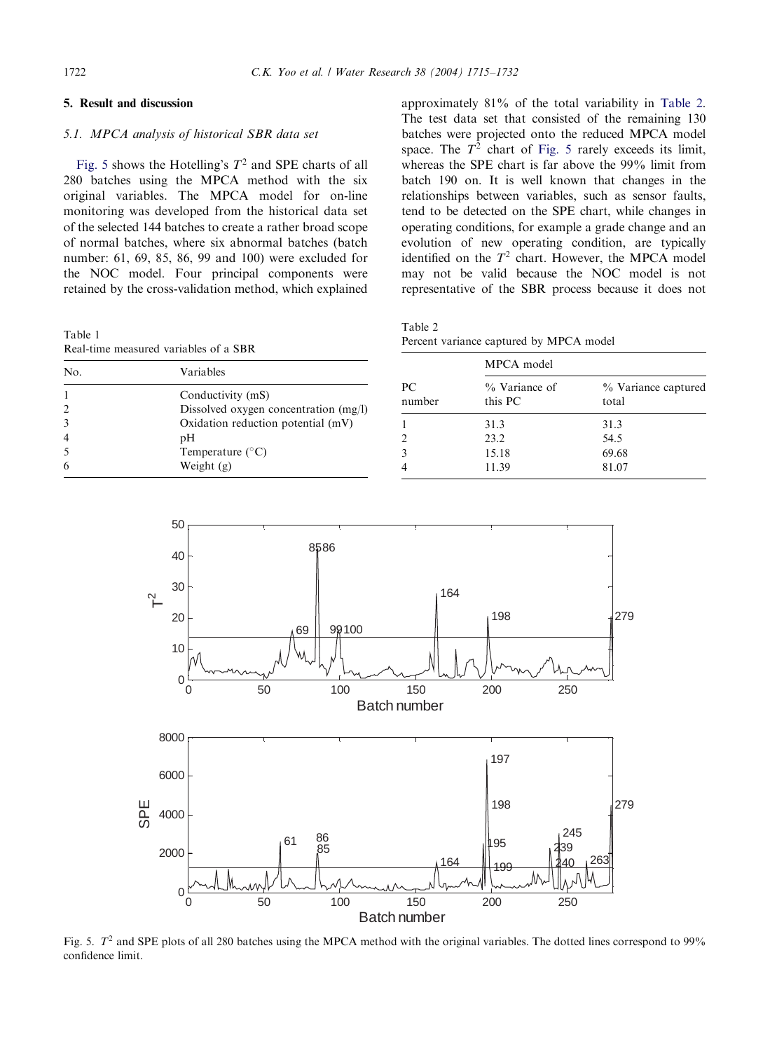## 5. Result and discussion

### 5.1. MPCA analysis of historical SBR data set

Fig. 5 shows the Hotelling's $T^2$ and SPE charts of all 280 batches using the MPCA method with the six original variables. The MPCA model for on-line monitoring was developed from the historical data set of the selected 144 batches to create a rather broad scope of normal batches, where six abnormal batches (batch number: 61, 69, 85, 86, 99 and 100) were excluded for the NOC model. Four principal components were retained by the cross-validation method, which explained approximately 81% of the total variability in Table 2. The test data set that consisted of the remaining 130 batches were projected onto the reduced MPCA model space. The $T^2$ chart of Fig. 5 rarely exceeds its limit, whereas the SPE chart is far above the 99% limit from batch 190 on. It is well known that changes in the relationships between variables, such as sensor faults, tend to be detected on the SPE chart, while changes in operating conditions, for example a grade change and an evolution of new operating condition, are typically identified on the $T^2$ chart. However, the MPCA model may not be valid because the NOC model is not representative of the SBR process because it does not

Table 1
Real-time measured variables of a SBR

| No. | Variables |
|---|---|
| 1 | Conductivity (mS) |
| 2 | Dissolved oxygen concentration (mg/l) |
| 3 | Oxidation reduction potential (mV) |
| 4 | pH |
| 5 | Temperature (°C) |
| 6 | Weight (g) |

Table 2
Percent variance captured by MPCA model

| PC number | MPCA model | |
|---|---|---|
| | % Variance of this PC | % Variance captured total |
| 1 | 31.3 | 31.3 |
| 2 | 23.2 | 54.5 |
| 3 | 15.18 | 69.68 |
| 4 | 11.39 | 81.07 |

Fig. 5. $T^2$ and SPE plots of all 280 batches using the MPCA method with the original variables. The dotted lines correspond to 99% confidence limit.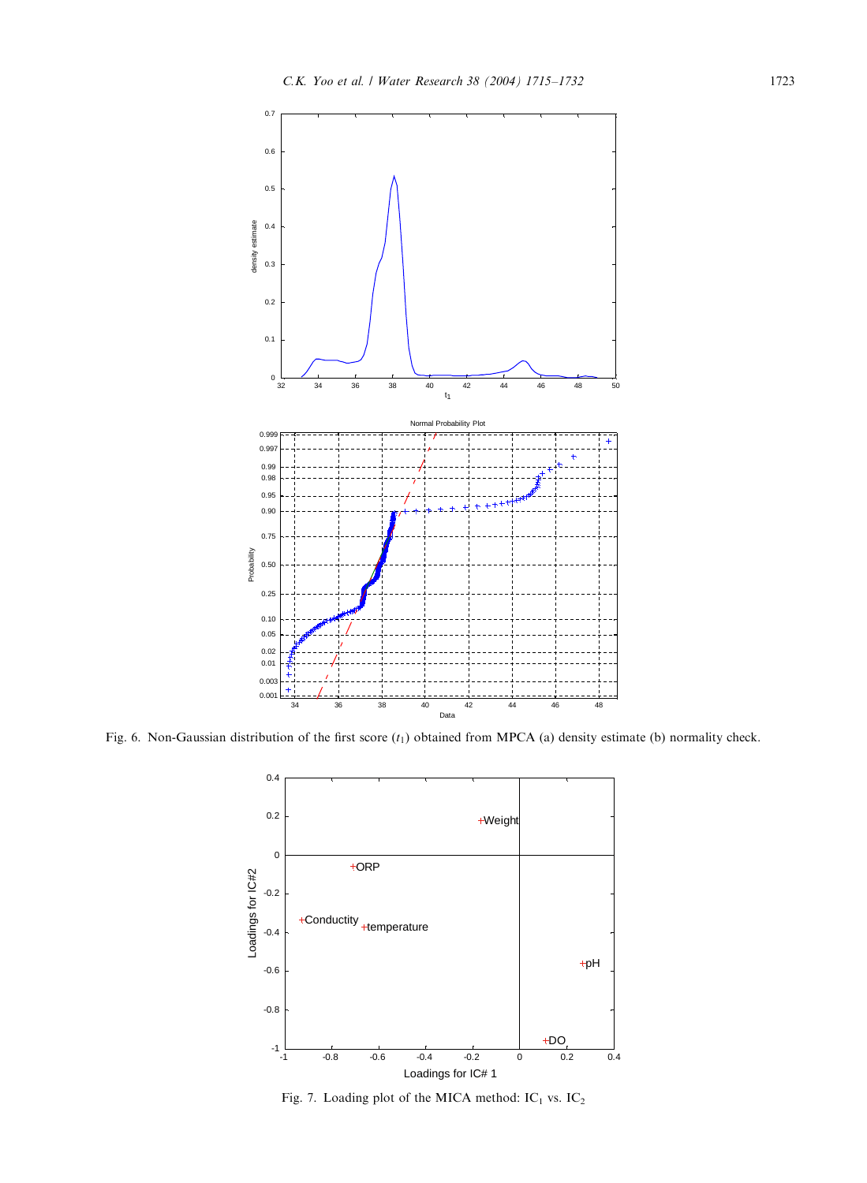Fig. 6. Non-Gaussian distribution of the first score ($t_1$) obtained from MPCA (a) density estimate (b) normality check.

Fig. 7. Loading plot of the MICA method: $IC_1$ vs. $IC_2$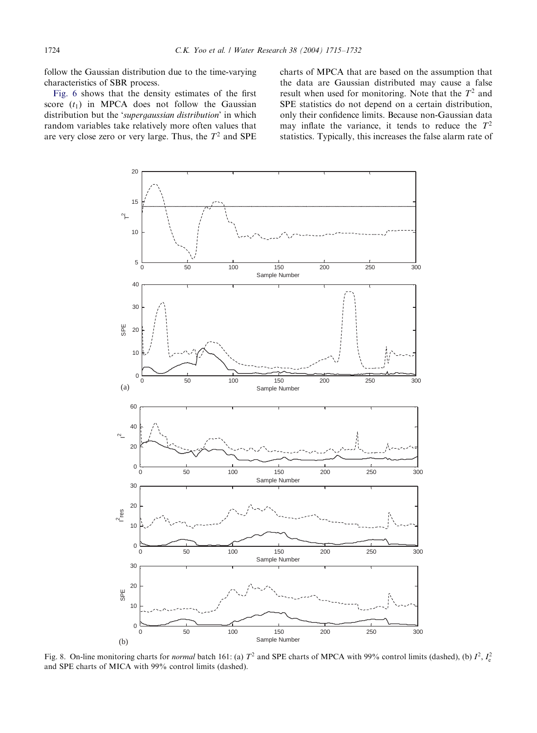follow the Gaussian distribution due to the time-varying characteristics of SBR process.

Fig. 6 shows that the density estimates of the first score ($t_1$) in MPCA does not follow the Gaussian distribution but the '*supergaussian distribution*' in which random variables take relatively more often values that are very close zero or very large. Thus, the $T^2$ and SPE charts of MPCA that are based on the assumption that the data are Gaussian distributed may cause a false result when used for monitoring. Note that the $T^2$ and SPE statistics do not depend on a certain distribution, only their confidence limits. Because non-Gaussian data may inflate the variance, it tends to reduce the $T^2$ statistics. Typically, this increases the false alarm rate of

Fig. 8. On-line monitoring charts for *normal* batch 161: (a) $T^2$ and SPE charts of MPCA with 99% control limits (dashed), (b) $I^2$, $I_e^2$ and SPE charts of MICA with 99% control limits (dashed).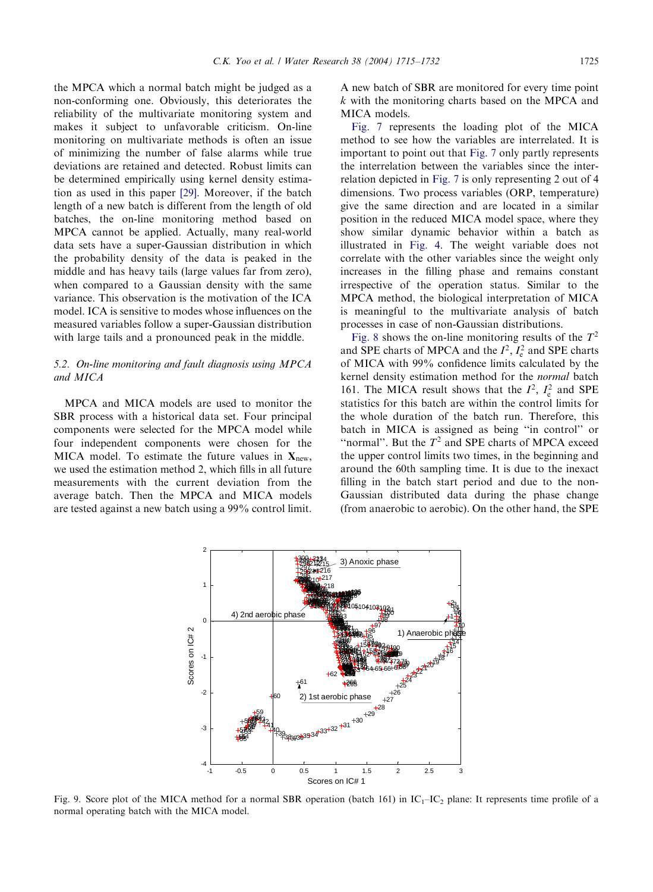the MPCA which a normal batch might be judged as a non-conforming one. Obviously, this deteriorates the reliability of the multivariate monitoring system and makes it subject to unfavorable criticism. On-line monitoring on multivariate methods is often an issue of minimizing the number of false alarms while true deviations are retained and detected. Robust limits can be determined empirically using kernel density estimation as used in this paper [29]. Moreover, if the batch length of a new batch is different from the length of old batches, the on-line monitoring method based on MPCA cannot be applied. Actually, many real-world data sets have a super-Gaussian distribution in which the probability density of the data is peaked in the middle and has heavy tails (large values far from zero), when compared to a Gaussian density with the same variance. This observation is the motivation of the ICA model. ICA is sensitive to modes whose influences on the measured variables follow a super-Gaussian distribution with large tails and a pronounced peak in the middle.

### 5.2. On-line monitoring and fault diagnosis using MPCA and MICA

MPCA and MICA models are used to monitor the SBR process with a historical data set. Four principal components were selected for the MPCA model while four independent components were chosen for the MICA model. To estimate the future values in $\mathbf{X}_{\text{new}}$, we used the estimation method 2, which fills in all future measurements with the current deviation from the average batch. Then the MPCA and MICA models are tested against a new batch using a 99% control limit. A new batch of SBR are monitored for every time point $k$ with the monitoring charts based on the MPCA and MICA models.

Fig. 7 represents the loading plot of the MICA method to see how the variables are interrelated. It is important to point out that Fig. 7 only partly represents the interrelation between the variables since the interrelation depicted in Fig. 7 is only representing 2 out of 4 dimensions. Two process variables (ORP, temperature) give the same direction and are located in a similar position in the reduced MICA model space, where they show similar dynamic behavior within a batch as illustrated in Fig. 4. The weight variable does not correlate with the other variables since the weight only increases in the filling phase and remains constant irrespective of the operation status. Similar to the MPCA method, the biological interpretation of MICA is meaningful to the multivariate analysis of batch processes in case of non-Gaussian distributions.

Fig. 8 shows the on-line monitoring results of the $T^2$ and SPE charts of MPCA and the $I^2$, $I_e^2$ and SPE charts of MICA with 99% confidence limits calculated by the kernel density estimation method for the *normal* batch 161. The MICA result shows that the $I^2$, $I_e^2$ and SPE statistics for this batch are within the control limits for the whole duration of the batch run. Therefore, this batch in MICA is assigned as being "in control" or "normal". But the $T^2$ and SPE charts of MPCA exceed the upper control limits two times, in the beginning and around the 60th sampling time. It is due to the inexact filling in the batch start period and due to the non-Gaussian distributed data during the phase change (from anaerobic to aerobic). On the other hand, the SPE

Fig. 9. Score plot of the MICA method for a normal SBR operation (batch 161) in $IC_1$–$IC_2$ plane: It represents time profile of a normal operating batch with the MICA model.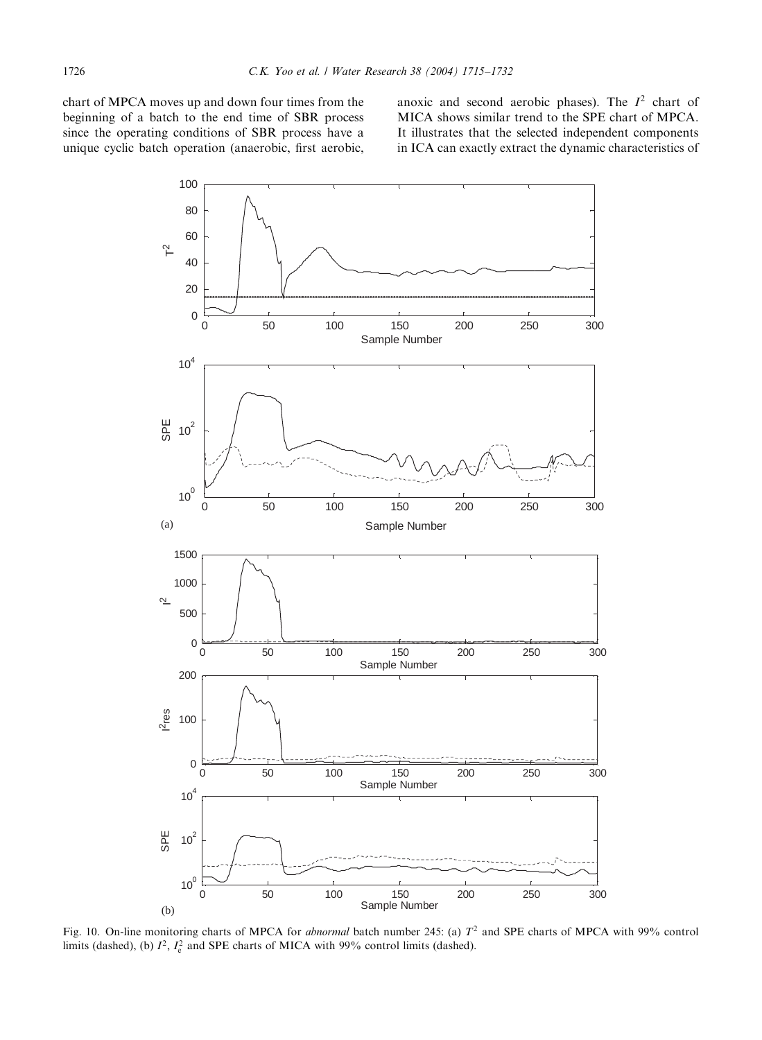chart of MPCA moves up and down four times from the beginning of a batch to the end time of SBR process since the operating conditions of SBR process have a unique cyclic batch operation (anaerobic, first aerobic, anoxic and second aerobic phases). The $I^2$ chart of MICA shows similar trend to the SPE chart of MPCA. It illustrates that the selected independent components in ICA can exactly extract the dynamic characteristics of

Fig. 10. On-line monitoring charts of MPCA for *abnormal* batch number 245: (a) $T^2$ and SPE charts of MPCA with 99% control limits (dashed), (b) $I^2$, $I_e^2$ and SPE charts of MICA with 99% control limits (dashed).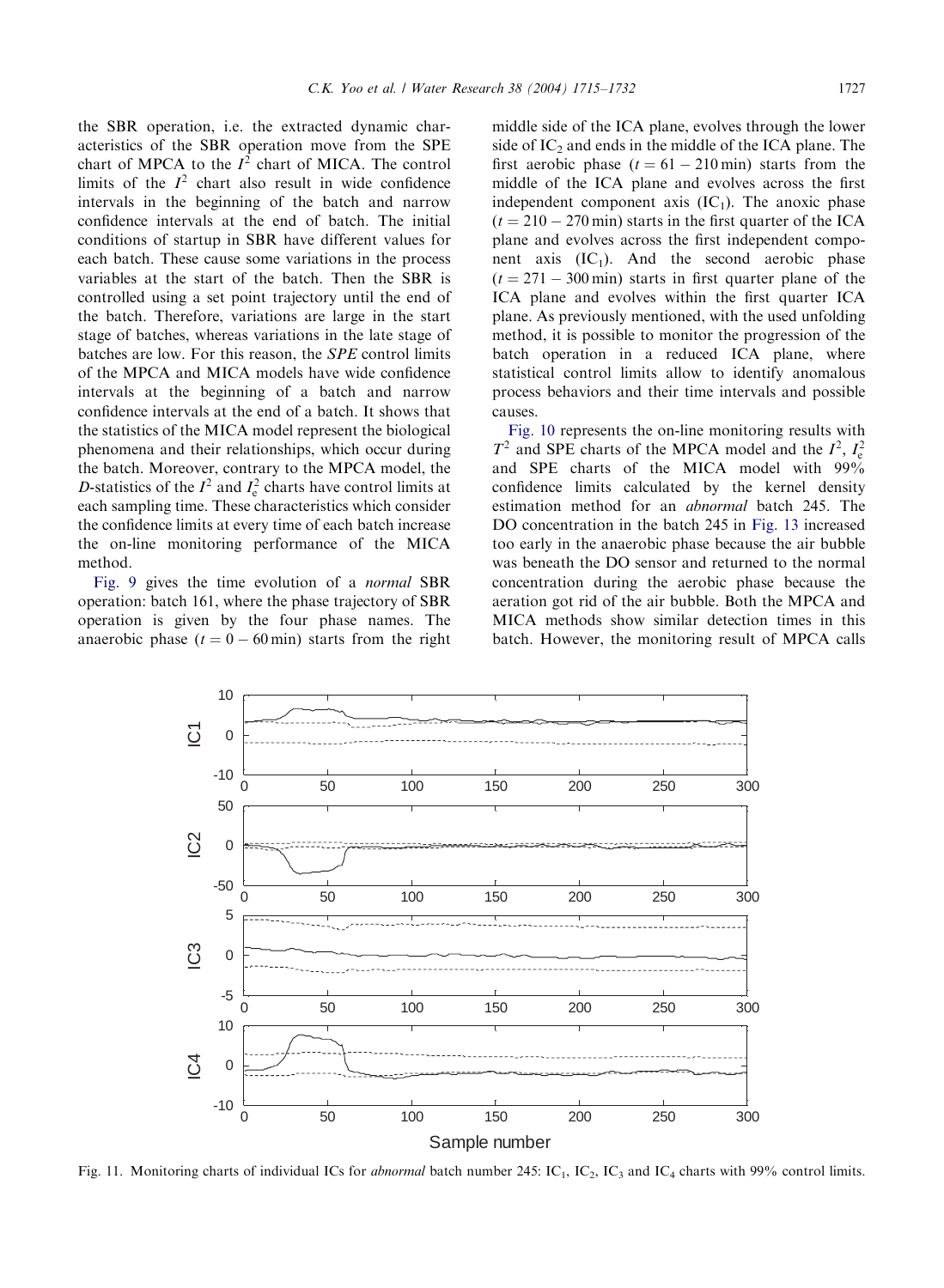the SBR operation, i.e. the extracted dynamic characteristics of the SBR operation move from the SPE chart of MPCA to the $I^2$ chart of MICA. The control limits of the $I^2$ chart also result in wide confidence intervals in the beginning of the batch and narrow confidence intervals at the end of batch. The initial conditions of startup in SBR have different values for each batch. These cause some variations in the process variables at the start of the batch. Then the SBR is controlled using a set point trajectory until the end of the batch. Therefore, variations are large in the start stage of batches, whereas variations in the late stage of batches are low. For this reason, the *SPE* control limits of the MPCA and MICA models have wide confidence intervals at the beginning of a batch and narrow confidence intervals at the end of a batch. It shows that the statistics of the MICA model represent the biological phenomena and their relationships, which occur during the batch. Moreover, contrary to the MPCA model, the *D*-statistics of the $I^2$ and $I_e^2$ charts have control limits at each sampling time. These characteristics which consider the confidence limits at every time of each batch increase the on-line monitoring performance of the MICA method.

Fig. 9 gives the time evolution of a *normal* SBR operation: batch 161, where the phase trajectory of SBR operation is given by the four phase names. The anaerobic phase ($t = 0 - 60$ min) starts from the right middle side of the ICA plane, evolves through the lower side of $IC_2$ and ends in the middle of the ICA plane. The first aerobic phase ($t = 61 - 210$ min) starts from the middle of the ICA plane and evolves across the first independent component axis ($IC_1$). The anoxic phase ($t = 210 - 270$ min) starts in the first quarter of the ICA plane and evolves across the first independent component axis ($IC_1$). And the second aerobic phase ($t = 271 - 300$ min) starts in first quarter plane of the ICA plane and evolves within the first quarter ICA plane. As previously mentioned, with the used unfolding method, it is possible to monitor the progression of the batch operation in a reduced ICA plane, where statistical control limits allow to identify anomalous process behaviors and their time intervals and possible causes.

Fig. 10 represents the on-line monitoring results with $T^2$ and SPE charts of the MPCA model and the $I^2$, $I_e^2$ and SPE charts of the MICA model with 99% confidence limits calculated by the kernel density estimation method for an *abnormal* batch 245. The DO concentration in the batch 245 in Fig. 13 increased too early in the anaerobic phase because the air bubble was beneath the DO sensor and returned to the normal concentration during the aerobic phase because the aeration got rid of the air bubble. Both the MPCA and MICA methods show similar detection times in this batch. However, the monitoring result of MPCA calls

Fig. 11. Monitoring charts of individual ICs for *abnormal* batch number 245: $IC_1$, $IC_2$, $IC_3$ and $IC_4$ charts with 99% control limits.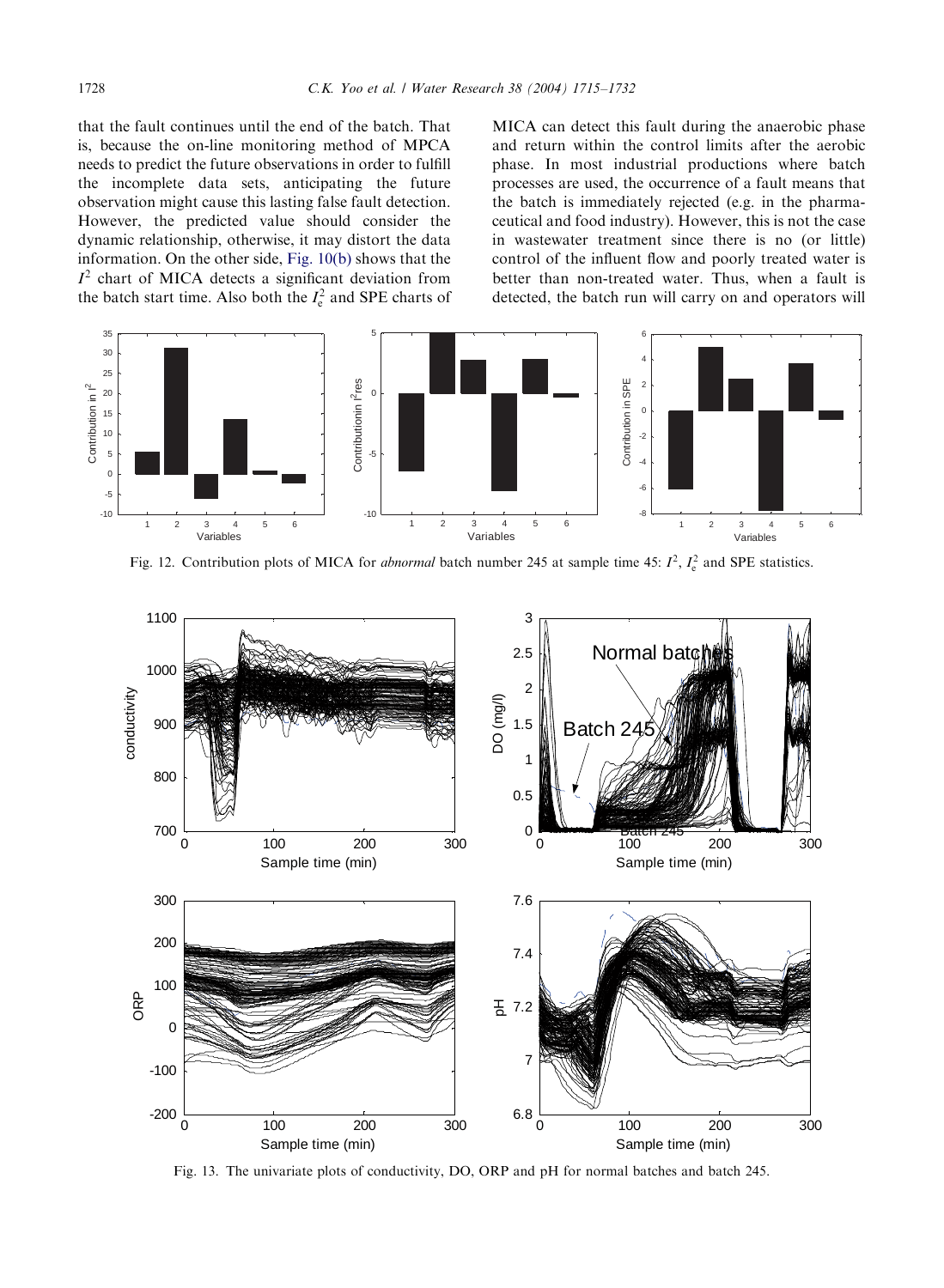that the fault continues until the end of the batch. That is, because the on-line monitoring method of MPCA needs to predict the future observations in order to fulfill the incomplete data sets, anticipating the future observation might cause this lasting false fault detection. However, the predicted value should consider the dynamic relationship, otherwise, it may distort the data information. On the other side, Fig. 10(b) shows that the $I^2$ chart of MICA detects a significant deviation from the batch start time. Also both the $I_e^2$ and SPE charts of MICA can detect this fault during the anaerobic phase and return within the control limits after the aerobic phase. In most industrial productions where batch processes are used, the occurrence of a fault means that the batch is immediately rejected (e.g. in the pharmaceutical and food industry). However, this is not the case in wastewater treatment since there is no (or little) control of the influent flow and poorly treated water is better than non-treated water. Thus, when a fault is detected, the batch run will carry on and operators will

Fig. 12. Contribution plots of MICA for *abnormal* batch number 245 at sample time 45: $I^2$, $I_e^2$ and SPE statistics.

Fig. 13. The univariate plots of conductivity, DO, ORP and pH for normal batches and batch 245.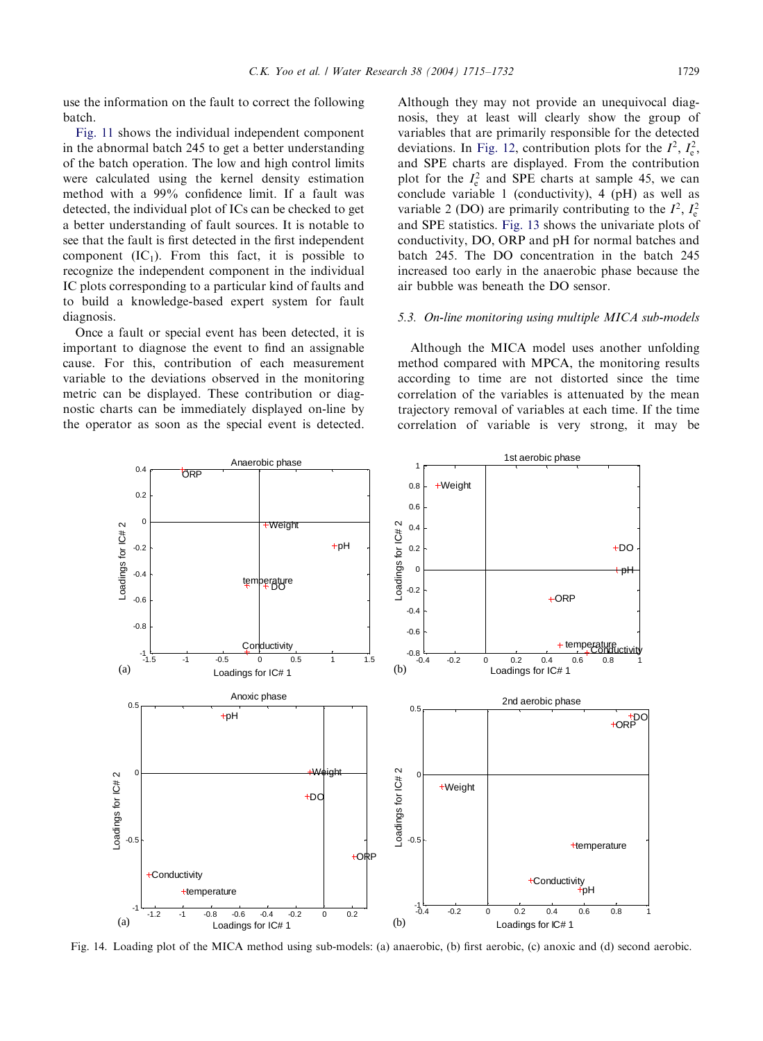use the information on the fault to correct the following batch.

Fig. 11 shows the individual independent component in the abnormal batch 245 to get a better understanding of the batch operation. The low and high control limits were calculated using the kernel density estimation method with a 99% confidence limit. If a fault was detected, the individual plot of ICs can be checked to get a better understanding of fault sources. It is notable to see that the fault is first detected in the first independent component ($IC_1$). From this fact, it is possible to recognize the independent component in the individual IC plots corresponding to a particular kind of faults and to build a knowledge-based expert system for fault diagnosis.

Once a fault or special event has been detected, it is important to diagnose the event to find an assignable cause. For this, contribution of each measurement variable to the deviations observed in the monitoring metric can be displayed. These contribution or diagnostic charts can be immediately displayed on-line by the operator as soon as the special event is detected. Although they may not provide an unequivocal diagnosis, they at least will clearly show the group of variables that are primarily responsible for the detected deviations. In Fig. 12, contribution plots for the $I^2$, $I_e^2$, and SPE charts are displayed. From the contribution plot for the $I_e^2$ and SPE charts at sample 45, we can conclude variable 1 (conductivity), 4 (pH) as well as variable 2 (DO) are primarily contributing to the $I^2$, $I_e^2$ and SPE statistics. Fig. 13 shows the univariate plots of conductivity, DO, ORP and pH for normal batches and batch 245. The DO concentration in the batch 245 increased too early in the anaerobic phase because the air bubble was beneath the DO sensor.

### 5.3. On-line monitoring using multiple MICA sub-models

Although the MICA model uses another unfolding method compared with MPCA, the monitoring results according to time are not distorted since the time correlation of the variables is attenuated by the mean trajectory removal of variables at each time. If the time correlation of variable is very strong, it may be

Fig. 14. Loading plot of the MICA method using sub-models: (a) anaerobic, (b) first aerobic, (c) anoxic and (d) second aerobic.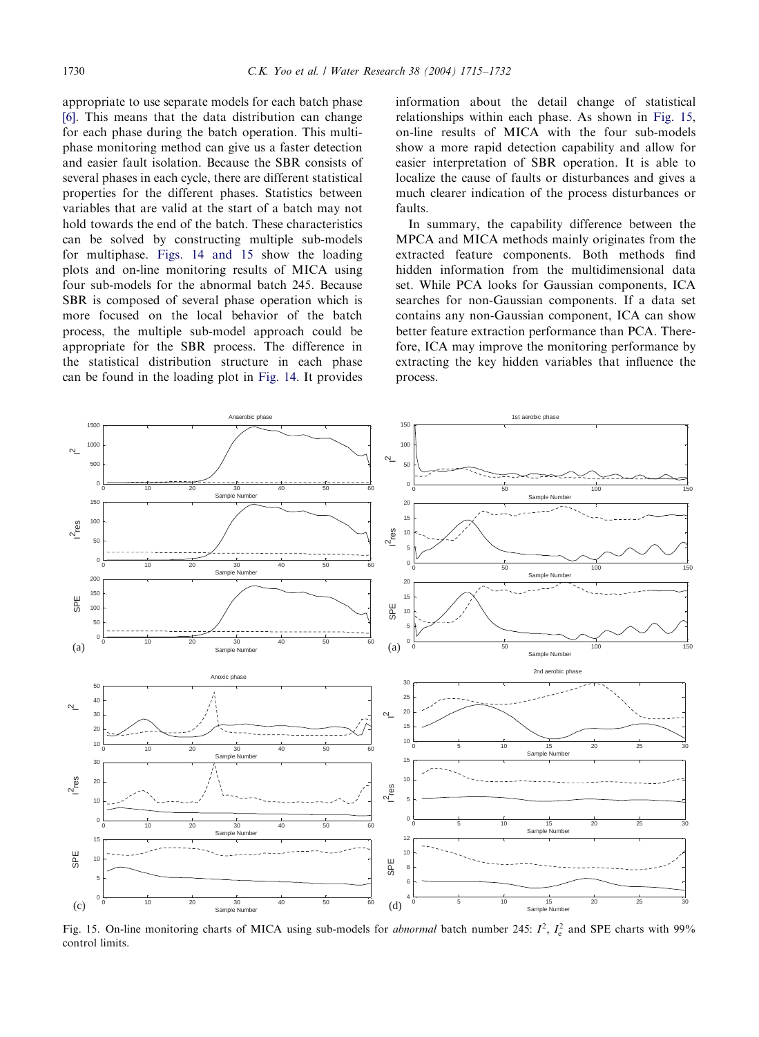appropriate to use separate models for each batch phase [6]. This means that the data distribution can change for each phase during the batch operation. This multiphase monitoring method can give us a faster detection and easier fault isolation. Because the SBR consists of several phases in each cycle, there are different statistical properties for the different phases. Statistics between variables that are valid at the start of a batch may not hold towards the end of the batch. These characteristics can be solved by constructing multiple sub-models for multiphase. Figs. 14 and 15 show the loading plots and on-line monitoring results of MICA using four sub-models for the abnormal batch 245. Because SBR is composed of several phase operation which is more focused on the local behavior of the batch process, the multiple sub-model approach could be appropriate for the SBR process. The difference in the statistical distribution structure in each phase can be found in the loading plot in Fig. 14. It provides information about the detail change of statistical relationships within each phase. As shown in Fig. 15, on-line results of MICA with the four sub-models show a more rapid detection capability and allow for easier interpretation of SBR operation. It is able to localize the cause of faults or disturbances and gives a much clearer indication of the process disturbances or faults.

In summary, the capability difference between the MPCA and MICA methods mainly originates from the extracted feature components. Both methods find hidden information from the multidimensional data set. While PCA looks for Gaussian components, ICA searches for non-Gaussian components. If a data set contains any non-Gaussian component, ICA can show better feature extraction performance than PCA. Therefore, ICA may improve the monitoring performance by extracting the key hidden variables that influence the process.

Fig. 15. On-line monitoring charts of MICA using sub-models for *abnormal* batch number 245: $I^2$, $I_e^2$ and SPE charts with 99% control limits.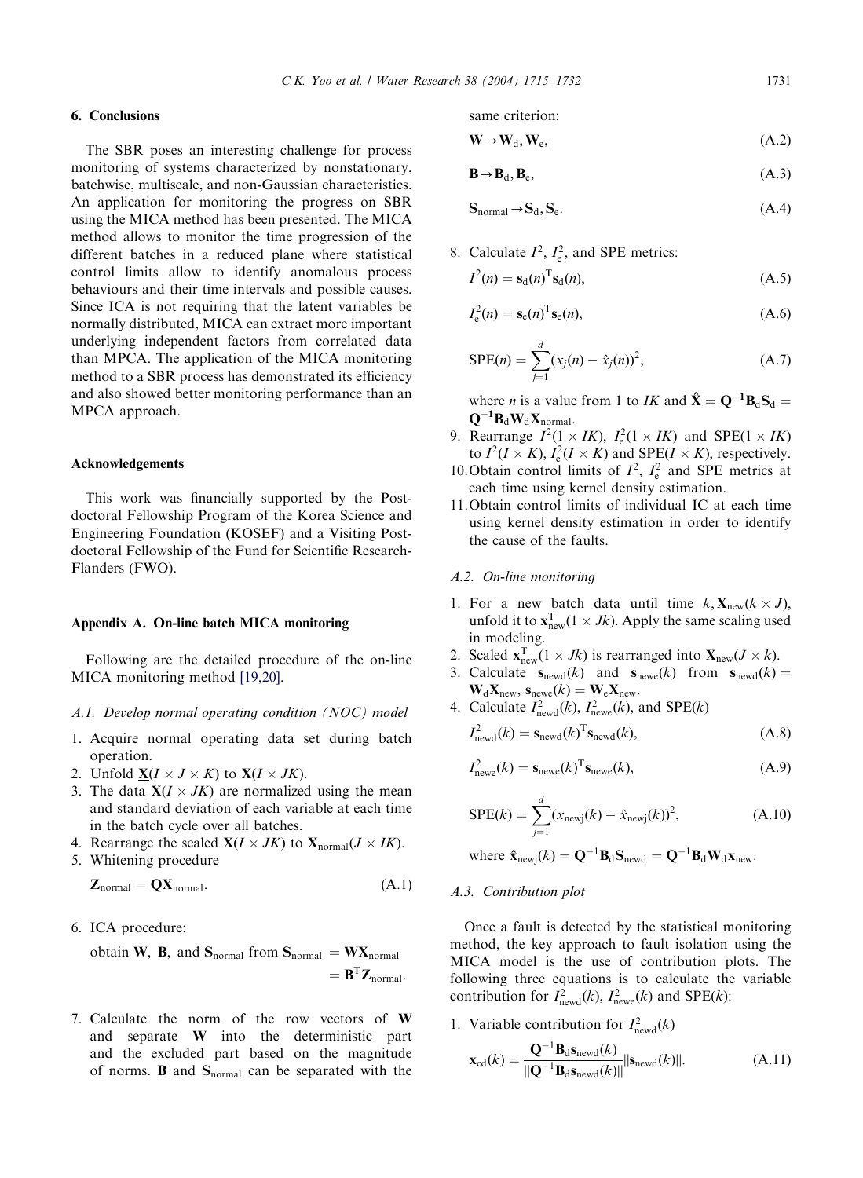## 6. Conclusions

The SBR poses an interesting challenge for process monitoring of systems characterized by nonstationary, batchwise, multiscale, and non-Gaussian characteristics. An application for monitoring the progress on SBR using the MICA method has been presented. The MICA method allows to monitor the time progression of the different batches in a reduced plane where statistical control limits allow to identify anomalous process behaviours and their time intervals and possible causes. Since ICA is not requiring that the latent variables be normally distributed, MICA can extract more important underlying independent factors from correlated data than MPCA. The application of the MICA monitoring method to a SBR process has demonstrated its efficiency and also showed better monitoring performance than an MPCA approach.

## Acknowledgements

This work was financially supported by the Post-doctoral Fellowship Program of the Korea Science and Engineering Foundation (KOSEF) and a Visiting Post-doctoral Fellowship of the Fund for Scientific Research-Flanders (FWO).

## Appendix A. On-line batch MICA monitoring

Following are the detailed procedure of the on-line MICA monitoring method [19,20].

### A.1. Develop normal operating condition (NOC) model

1. Acquire normal operating data set during batch operation.
2. Unfold $\underline{\mathbf{X}}(I \times J \times K)$ to $\mathbf{X}(I \times JK)$.
3. The data $\mathbf{X}(I \times JK)$ are normalized using the mean and standard deviation of each variable at each time in the batch cycle over all batches.
4. Rearrange the scaled $\mathbf{X}(I \times JK)$ to $\mathbf{X}_{\text{normal}}(J \times IK)$.
5. Whitening procedure

$$\mathbf{Z}_{\text{normal}} = \mathbf{Q}\mathbf{X}_{\text{normal}}. \tag{A.1}$$

6. ICA procedure:

obtain $\mathbf{W}$, $\mathbf{B}$, and $\mathbf{S}_{\text{normal}}$ from $\mathbf{S}_{\text{normal}} = \mathbf{W}\mathbf{X}_{\text{normal}} = \mathbf{B}^{\text{T}}\mathbf{Z}_{\text{normal}}$.

7. Calculate the norm of the row vectors of $\mathbf{W}$ and separate $\mathbf{W}$ into the deterministic part and the excluded part based on the magnitude of norms. $\mathbf{B}$ and $\mathbf{S}_{\text{normal}}$ can be separated with the same criterion:

$$\mathbf{W} \rightarrow \mathbf{W}_{\text{d}}, \mathbf{W}_{\text{e}}, \tag{A.2}$$

$$\mathbf{B} \rightarrow \mathbf{B}_{\text{d}}, \mathbf{B}_{\text{e}}, \tag{A.3}$$

$$\mathbf{S}_{\text{normal}} \rightarrow \mathbf{S}_{\text{d}}, \mathbf{S}_{\text{e}}. \tag{A.4}$$

8. Calculate $I^2$, $I_{\text{e}}^2$, and SPE metrics:

$$I^2(n) = \mathbf{s}_{\text{d}}(n)^{\text{T}}\mathbf{s}_{\text{d}}(n), \tag{A.5}$$

$$I_{\text{e}}^2(n) = \mathbf{s}_{\text{e}}(n)^{\text{T}}\mathbf{s}_{\text{e}}(n), \tag{A.6}$$

$$\text{SPE}(n) = \sum_{j=1}^{d}(x_j(n) - \hat{x}_j(n))^2, \tag{A.7}$$

where $n$ is a value from 1 to $IK$ and $\hat{\mathbf{X}} = \mathbf{Q}^{-1}\mathbf{B}_{\text{d}}\mathbf{S}_{\text{d}} = \mathbf{Q}^{-1}\mathbf{B}_{\text{d}}\mathbf{W}_{\text{d}}\mathbf{X}_{\text{normal}}$.

9. Rearrange $I^2(1 \times IK)$, $I_{\text{e}}^2(1 \times IK)$ and $\text{SPE}(1 \times IK)$ to $I^2(I \times K)$, $I_{\text{e}}^2(I \times K)$ and $\text{SPE}(I \times K)$, respectively.
10. Obtain control limits of $I^2$, $I_{\text{e}}^2$ and SPE metrics at each time using kernel density estimation.
11. Obtain control limits of individual IC at each time using kernel density estimation in order to identify the cause of the faults.

### A.2. On-line monitoring

1. For a new batch data until time $k$, $\mathbf{X}_{\text{new}}(k \times J)$, unfold it to $\mathbf{x}_{\text{new}}^{\text{T}}(1 \times Jk)$. Apply the same scaling used in modeling.
2. Scaled $\mathbf{x}_{\text{new}}^{\text{T}}(1 \times Jk)$ is rearranged into $\mathbf{X}_{\text{new}}(J \times k)$.
3. Calculate $\mathbf{s}_{\text{newd}}(k)$ and $\mathbf{s}_{\text{newe}}(k)$ from $\mathbf{s}_{\text{newd}}(k) = \mathbf{W}_{\text{d}}\mathbf{X}_{\text{new}}$, $\mathbf{s}_{\text{newe}}(k) = \mathbf{W}_{\text{e}}\mathbf{X}_{\text{new}}$.
4. Calculate $I_{\text{newd}}^2(k)$, $I_{\text{newe}}^2(k)$, and $\text{SPE}(k)$

$$I_{\text{newd}}^2(k) = \mathbf{s}_{\text{newd}}(k)^{\text{T}}\mathbf{s}_{\text{newd}}(k), \tag{A.8}$$

$$I_{\text{newe}}^2(k) = \mathbf{s}_{\text{newe}}(k)^{\text{T}}\mathbf{s}_{\text{newe}}(k), \tag{A.9}$$

$$\text{SPE}(k) = \sum_{j=1}^{d}(x_{\text{newj}}(k) - \hat{x}_{\text{newj}}(k))^2, \tag{A.10}$$

where $\hat{\mathbf{x}}_{\text{newj}}(k) = \mathbf{Q}^{-1}\mathbf{B}_{\text{d}}\mathbf{S}_{\text{newd}} = \mathbf{Q}^{-1}\mathbf{B}_{\text{d}}\mathbf{W}_{\text{d}}\mathbf{x}_{\text{new}}$.

### A.3. Contribution plot

Once a fault is detected by the statistical monitoring method, the key approach to fault isolation using the MICA model is the use of contribution plots. The following three equations is to calculate the variable contribution for $I_{\text{newd}}^2(k)$, $I_{\text{newe}}^2(k)$ and $\text{SPE}(k)$:

1. Variable contribution for $I_{\text{newd}}^2(k)$

$$\mathbf{x}_{\text{cd}}(k) = \frac{\mathbf{Q}^{-1}\mathbf{B}_{\text{d}}\mathbf{s}_{\text{newd}}(k)}{\|\mathbf{Q}^{-1}\mathbf{B}_{\text{d}}\mathbf{s}_{\text{newd}}(k)\|}\|\mathbf{s}_{\text{newd}}(k)\|. \tag{A.11}$$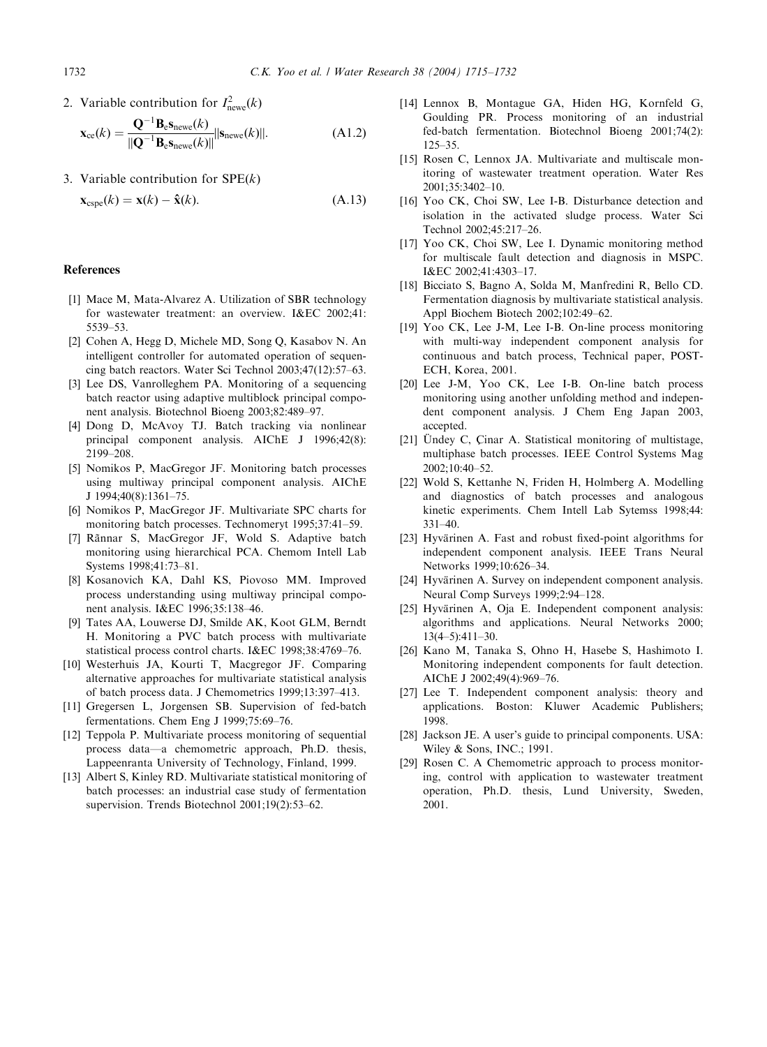2. Variable contribution for $I^2_{\text{newe}}(k)$

$$\mathbf{x}_{\text{ce}}(k) = \frac{\mathbf{Q}^{-1}\mathbf{B}_{\text{e}}\mathbf{s}_{\text{newe}}(k)}{\|\mathbf{Q}^{-1}\mathbf{B}_{\text{e}}\mathbf{s}_{\text{newe}}(k)\|}\|\mathbf{s}_{\text{newe}}(k)\|. \tag{A1.2}$$

3. Variable contribution for SPE$(k)$

$$\mathbf{x}_{\text{cspe}}(k) = \mathbf{x}(k) - \hat{\mathbf{x}}(k). \tag{A.13}$$

## References

[1] Mace M, Mata-Alvarez A. Utilization of SBR technology for wastewater treatment: an overview. I&EC 2002;41:5539–53.

[2] Cohen A, Hegg D, Michele MD, Song Q, Kasabov N. An intelligent controller for automated operation of sequencing batch reactors. Water Sci Technol 2003;47(12):57–63.

[3] Lee DS, Vanrolleghem PA. Monitoring of a sequencing batch reactor using adaptive multiblock principal component analysis. Biotechnol Bioeng 2003;82:489–97.

[4] Dong D, McAvoy TJ. Batch tracking via nonlinear principal component analysis. AIChE J 1996;42(8):2199–208.

[5] Nomikos P, MacGregor JF. Monitoring batch processes using multiway principal component analysis. AIChE J 1994;40(8):1361–75.

[6] Nomikos P, MacGregor JF. Multivariate SPC charts for monitoring batch processes. Technomeryt 1995;37:41–59.

[7] Rãnnar S, MacGregor JF, Wold S. Adaptive batch monitoring using hierarchical PCA. Chemom Intell Lab Systems 1998;41:73–81.

[8] Kosanovich KA, Dahl KS, Piovoso MM. Improved process understanding using multiway principal component analysis. I&EC 1996;35:138–46.

[9] Tates AA, Louwerse DJ, Smilde AK, Koot GLM, Berndt H. Monitoring a PVC batch process with multivariate statistical process control charts. I&EC 1998;38:4769–76.

[10] Westerhuis JA, Kourti T, Macgregor JF. Comparing alternative approaches for multivariate statistical analysis of batch process data. J Chemometrics 1999;13:397–413.

[11] Gregersen L, Jorgensen SB. Supervision of fed-batch fermentations. Chem Eng J 1999;75:69–76.

[12] Teppola P. Multivariate process monitoring of sequential process data—a chemometric approach, Ph.D. thesis, Lappeenranta University of Technology, Finland, 1999.

[13] Albert S, Kinley RD. Multivariate statistical monitoring of batch processes: an industrial case study of fermentation supervision. Trends Biotechnol 2001;19(2):53–62.

[14] Lennox B, Montague GA, Hiden HG, Kornfeld G, Goulding PR. Process monitoring of an industrial fed-batch fermentation. Biotechnol Bioeng 2001;74(2):125–35.

[15] Rosen C, Lennox JA. Multivariate and multiscale monitoring of wastewater treatment operation. Water Res 2001;35:3402–10.

[16] Yoo CK, Choi SW, Lee I-B. Disturbance detection and isolation in the activated sludge process. Water Sci Technol 2002;45:217–26.

[17] Yoo CK, Choi SW, Lee I. Dynamic monitoring method for multiscale fault detection and diagnosis in MSPC. I&EC 2002;41:4303–17.

[18] Bicciato S, Bagno A, Solda M, Manfredini R, Bello CD. Fermentation diagnosis by multivariate statistical analysis. Appl Biochem Biotech 2002;102:49–62.

[19] Yoo CK, Lee J-M, Lee I-B. On-line process monitoring with multi-way independent component analysis for continuous and batch process, Technical paper, POSTECH, Korea, 2001.

[20] Lee J-M, Yoo CK, Lee I-B. On-line batch process monitoring using another unfolding method and independent component analysis. J Chem Eng Japan 2003, accepted.

[21] Ündey C, Çinar A. Statistical monitoring of multistage, multiphase batch processes. IEEE Control Systems Mag 2002;10:40–52.

[22] Wold S, Kettanhe N, Friden H, Holmberg A. Modelling and diagnostics of batch processes and analogous kinetic experiments. Chem Intell Lab Sytemss 1998;44:331–40.

[23] Hyvärinen A. Fast and robust fixed-point algorithms for independent component analysis. IEEE Trans Neural Networks 1999;10:626–34.

[24] Hyvärinen A. Survey on independent component analysis. Neural Comp Surveys 1999;2:94–128.

[25] Hyvärinen A, Oja E. Independent component analysis: algorithms and applications. Neural Networks 2000;13(4–5):411–30.

[26] Kano M, Tanaka S, Ohno H, Hasebe S, Hashimoto I. Monitoring independent components for fault detection. AIChE J 2002;49(4):969–76.

[27] Lee T. Independent component analysis: theory and applications. Boston: Kluwer Academic Publishers; 1998.

[28] Jackson JE. A user's guide to principal components. USA: Wiley & Sons, INC.; 1991.

[29] Rosen C. A Chemometric approach to process monitoring, control with application to wastewater treatment operation, Ph.D. thesis, Lund University, Sweden, 2001.